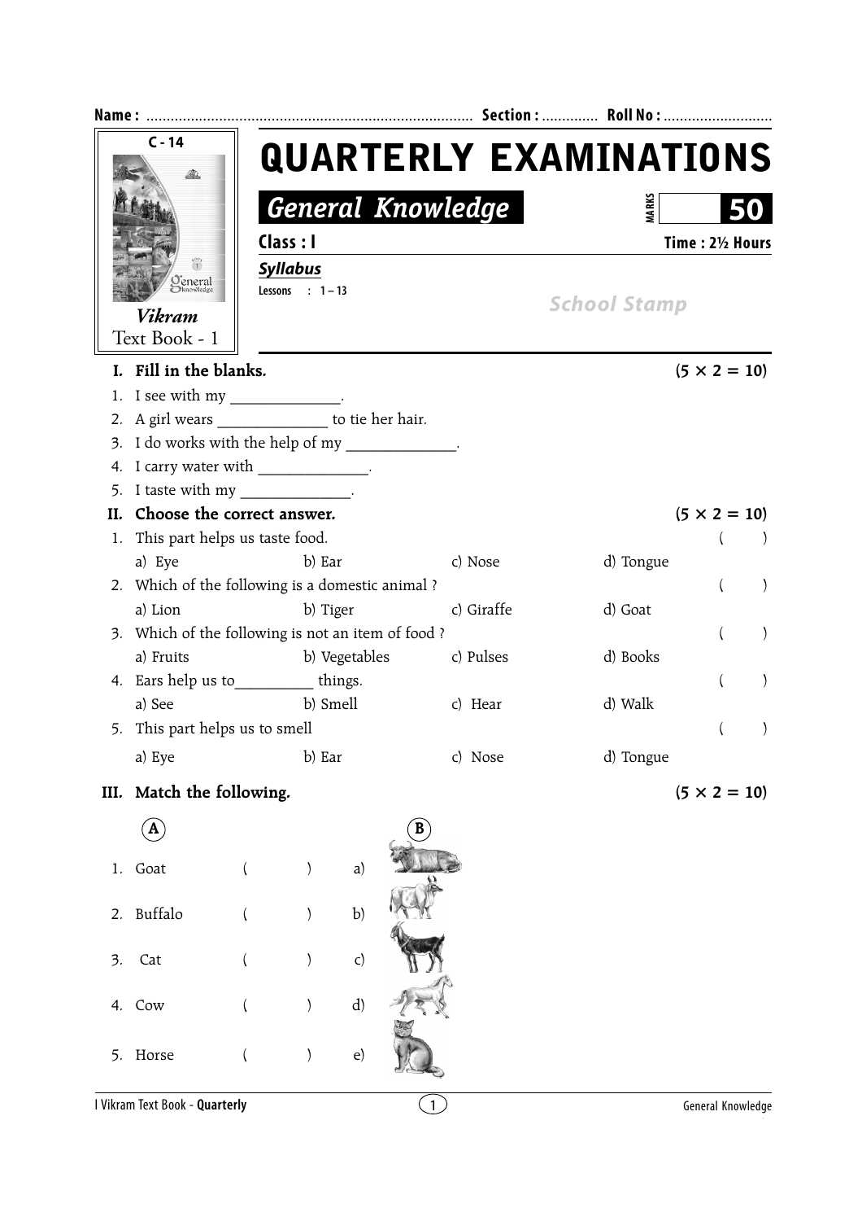Name : ................................................................................ Section : ............. Roll No : ..........................

C - 14

*Vikram*
Text Book - 1

# QUARTERLY EXAMINATIONS

## *General Knowledge*

MARKS **50**

**Class : I** **Time : 2½ Hours**

***Syllabus***

Lessons : 1 – 13

School Stamp

**I. Fill in the blanks.** **(5 × 2 = 10)**

1. I see with my _____________.
2. A girl wears _____________ to tie her hair.
3. I do works with the help of my _____________.
4. I carry water with _____________.
5. I taste with my _____________.

**II. Choose the correct answer.** **(5 × 2 = 10)**

1. This part helps us taste food. ( )
   a) Eye b) Ear c) Nose d) Tongue
2. Which of the following is a domestic animal ? ( )
   a) Lion b) Tiger c) Giraffe d) Goat
3. Which of the following is not an item of food ? ( )
   a) Fruits b) Vegetables c) Pulses d) Books
4. Ears help us to_________ things. ( )
   a) See b) Smell c) Hear d) Walk
5. This part helps us to smell ( )
   a) Eye b) Ear c) Nose d) Tongue

**III. Match the following.** **(5 × 2 = 10)**

| A | | B |
|---|---|---|
| 1. Goat | ( ) | a) |
| 2. Buffalo | ( ) | b) |
| 3. Cat | ( ) | c) |
| 4. Cow | ( ) | d) |
| 5. Horse | ( ) | e) |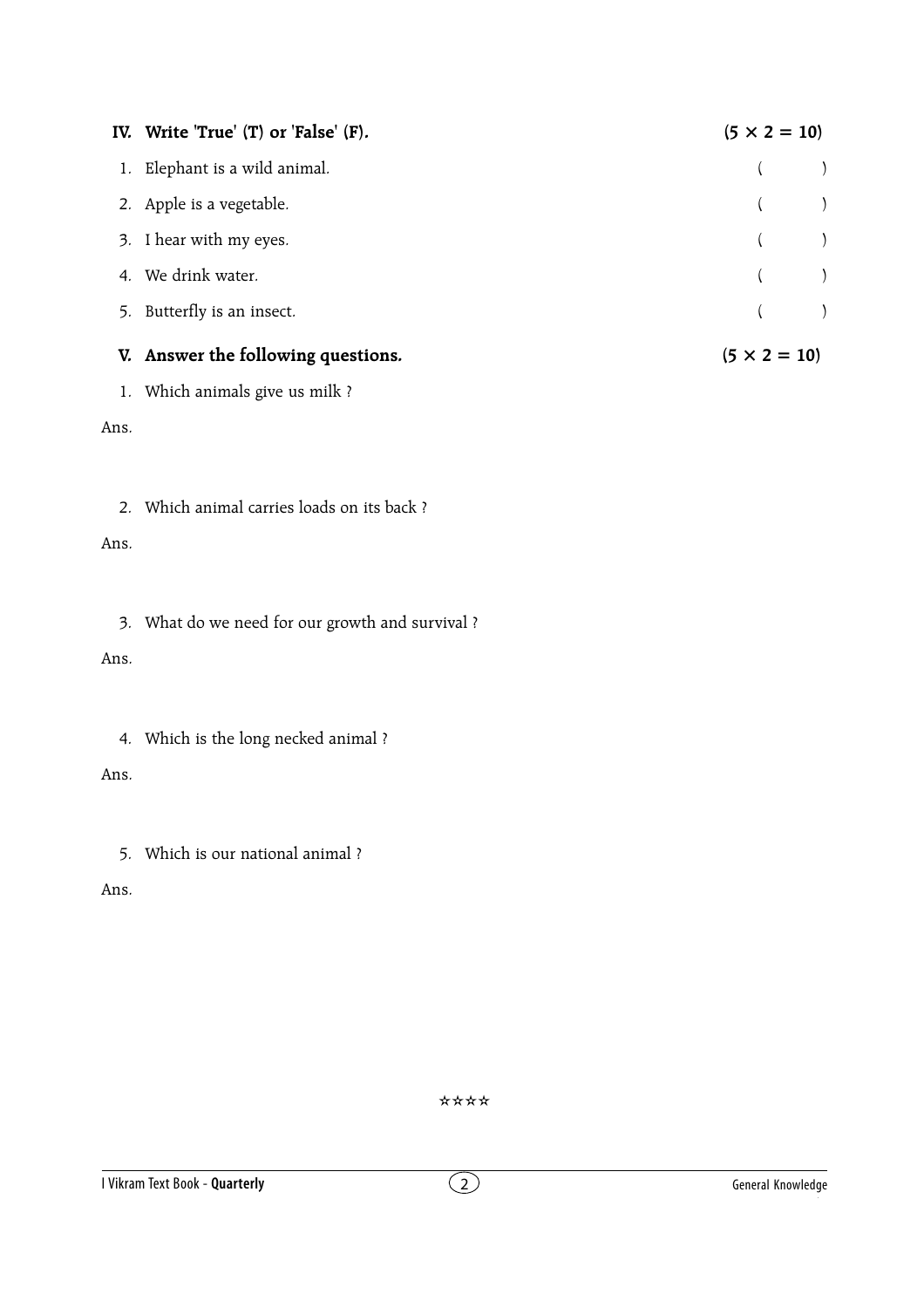**IV. Write 'True' (T) or 'False' (F).** **(5 × 2 = 10)**

1. Elephant is a wild animal. (     )
2. Apple is a vegetable. (     )
3. I hear with my eyes. (     )
4. We drink water. (     )
5. Butterfly is an insect. (     )

**V. Answer the following questions.** **(5 × 2 = 10)**

1. Which animals give us milk ?

Ans.

2. Which animal carries loads on its back ?

Ans.

3. What do we need for our growth and survival ?

Ans.

4. Which is the long necked animal ?

Ans.

5. Which is our national animal ?

Ans.

☆☆☆☆